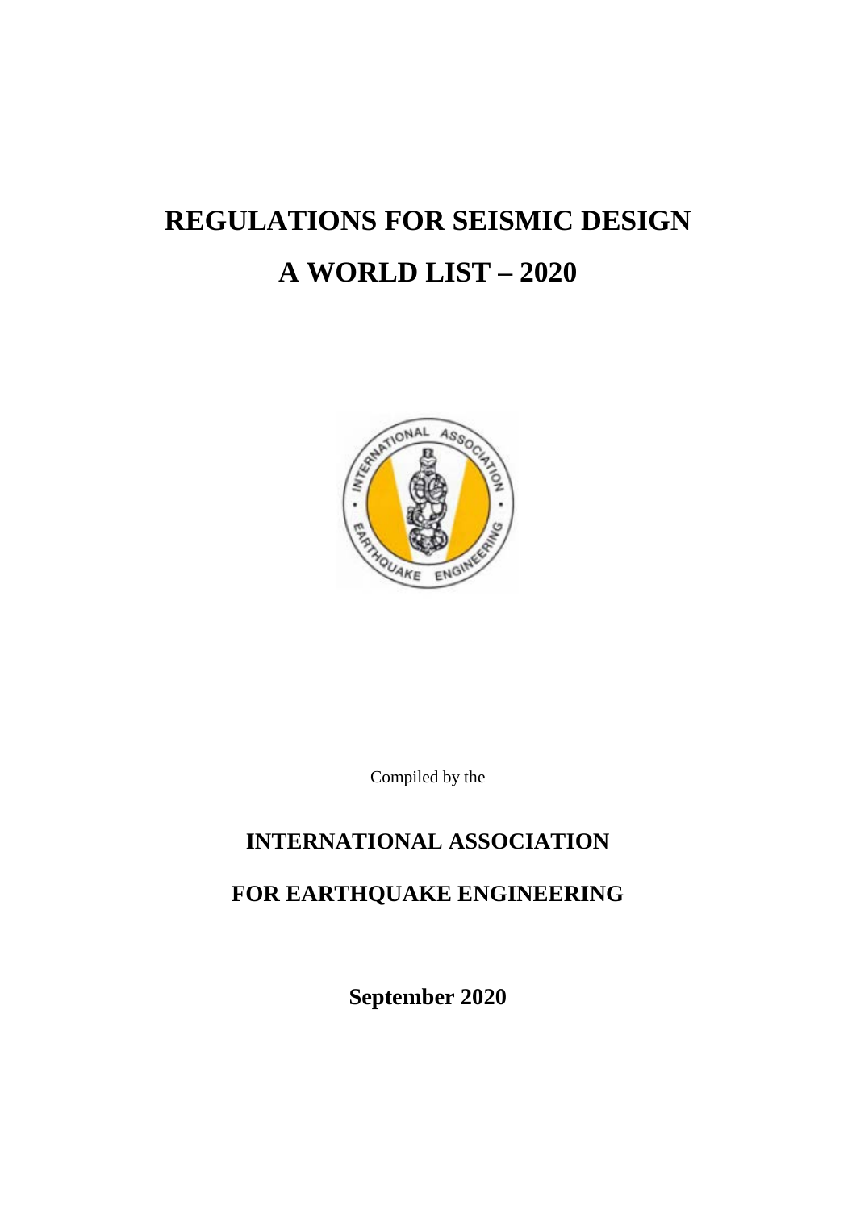# REGULATIONS FOR SEISMIC DESIGN

# A WORLD LIST – 2020

Compiled by the

## INTERNATIONAL ASSOCIATION

## FOR EARTHQUAKE ENGINEERING

**September 2020**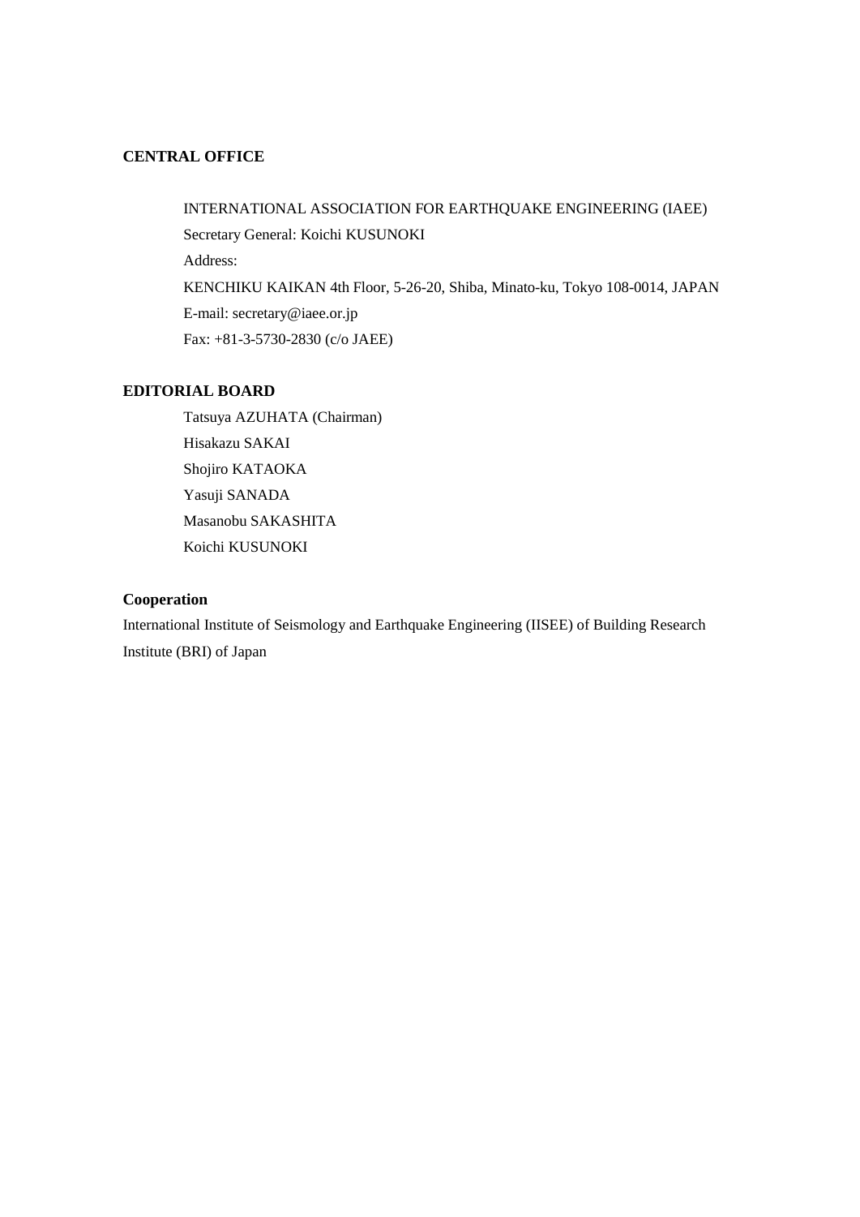## CENTRAL OFFICE

INTERNATIONAL ASSOCIATION FOR EARTHQUAKE ENGINEERING (IAEE)
Secretary General: Koichi KUSUNOKI
Address:
KENCHIKU KAIKAN 4th Floor, 5-26-20, Shiba, Minato-ku, Tokyo 108-0014, JAPAN
E-mail: secretary@iaee.or.jp
Fax: +81-3-5730-2830 (c/o JAEE)

## EDITORIAL BOARD

Tatsuya AZUHATA (Chairman)
Hisakazu SAKAI
Shojiro KATAOKA
Yasuji SANADA
Masanobu SAKASHITA
Koichi KUSUNOKI

## Cooperation

International Institute of Seismology and Earthquake Engineering (IISEE) of Building Research Institute (BRI) of Japan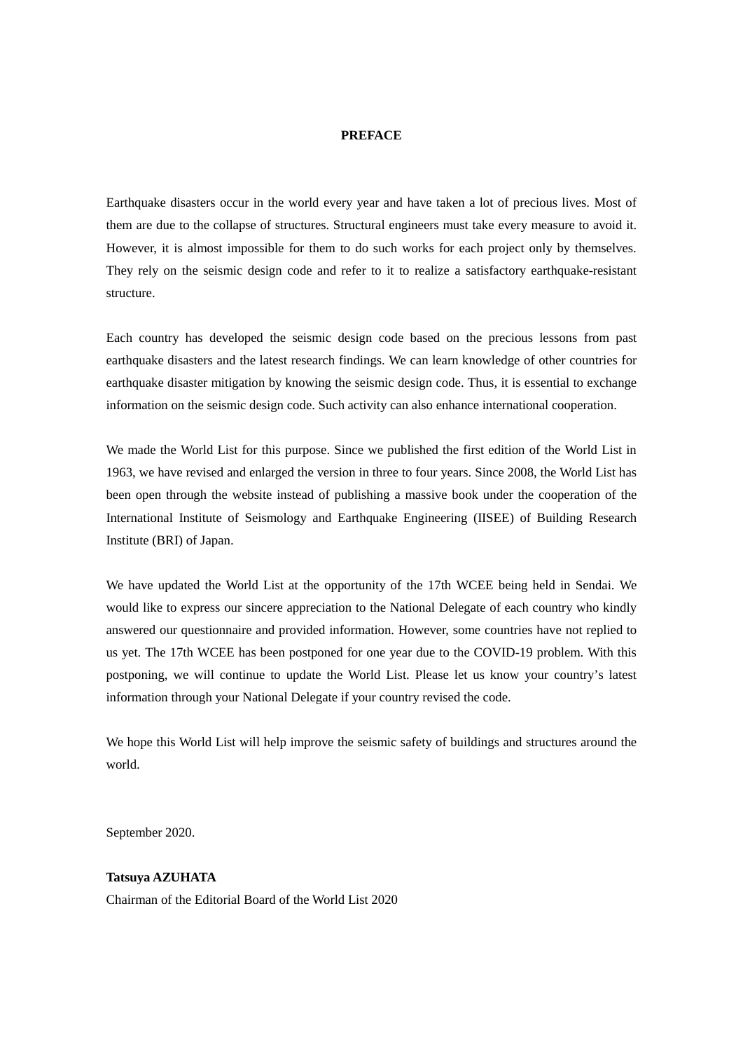# PREFACE

Earthquake disasters occur in the world every year and have taken a lot of precious lives. Most of them are due to the collapse of structures. Structural engineers must take every measure to avoid it. However, it is almost impossible for them to do such works for each project only by themselves. They rely on the seismic design code and refer to it to realize a satisfactory earthquake-resistant structure.

Each country has developed the seismic design code based on the precious lessons from past earthquake disasters and the latest research findings. We can learn knowledge of other countries for earthquake disaster mitigation by knowing the seismic design code. Thus, it is essential to exchange information on the seismic design code. Such activity can also enhance international cooperation.

We made the World List for this purpose. Since we published the first edition of the World List in 1963, we have revised and enlarged the version in three to four years. Since 2008, the World List has been open through the website instead of publishing a massive book under the cooperation of the International Institute of Seismology and Earthquake Engineering (IISEE) of Building Research Institute (BRI) of Japan.

We have updated the World List at the opportunity of the 17th WCEE being held in Sendai. We would like to express our sincere appreciation to the National Delegate of each country who kindly answered our questionnaire and provided information. However, some countries have not replied to us yet. The 17th WCEE has been postponed for one year due to the COVID-19 problem. With this postponing, we will continue to update the World List. Please let us know your country's latest information through your National Delegate if your country revised the code.

We hope this World List will help improve the seismic safety of buildings and structures around the world.

September 2020.

**Tatsuya AZUHATA**
Chairman of the Editorial Board of the World List 2020